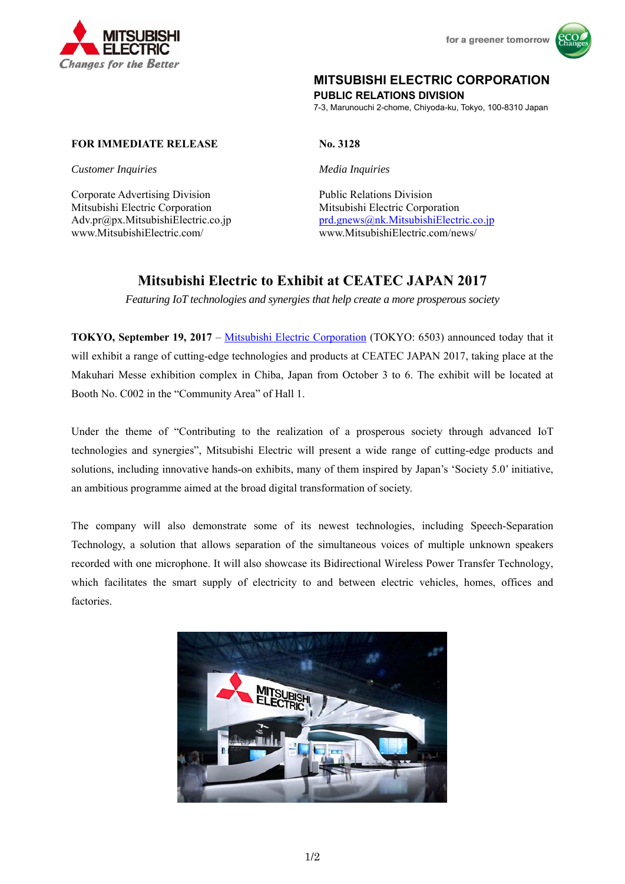MITSUBISHI ELECTRIC
*Changes for the Better*

for a greener tomorrow

**MITSUBISHI ELECTRIC CORPORATION**
**PUBLIC RELATIONS DIVISION**
7-3, Marunouchi 2-chome, Chiyoda-ku, Tokyo, 100-8310 Japan

**FOR IMMEDIATE RELEASE**

**No. 3128**

*Customer Inquiries*

Corporate Advertising Division
Mitsubishi Electric Corporation
Adv.pr@px.MitsubishiElectric.co.jp
www.MitsubishiElectric.com/

*Media Inquiries*

Public Relations Division
Mitsubishi Electric Corporation
prd.gnews@nk.MitsubishiElectric.co.jp
www.MitsubishiElectric.com/news/

# Mitsubishi Electric to Exhibit at CEATEC JAPAN 2017

*Featuring IoT technologies and synergies that help create a more prosperous society*

**TOKYO, September 19, 2017** – Mitsubishi Electric Corporation (TOKYO: 6503) announced today that it will exhibit a range of cutting-edge technologies and products at CEATEC JAPAN 2017, taking place at the Makuhari Messe exhibition complex in Chiba, Japan from October 3 to 6. The exhibit will be located at Booth No. C002 in the "Community Area" of Hall 1.

Under the theme of "Contributing to the realization of a prosperous society through advanced IoT technologies and synergies", Mitsubishi Electric will present a wide range of cutting-edge products and solutions, including innovative hands-on exhibits, many of them inspired by Japan's 'Society 5.0' initiative, an ambitious programme aimed at the broad digital transformation of society.

The company will also demonstrate some of its newest technologies, including Speech-Separation Technology, a solution that allows separation of the simultaneous voices of multiple unknown speakers recorded with one microphone. It will also showcase its Bidirectional Wireless Power Transfer Technology, which facilitates the smart supply of electricity to and between electric vehicles, homes, offices and factories.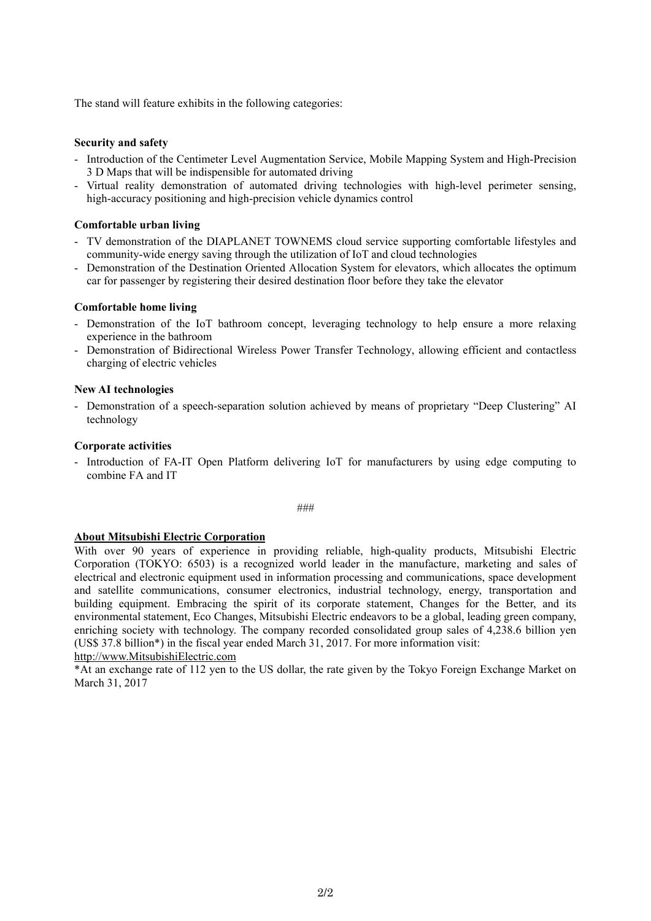The stand will feature exhibits in the following categories:

**Security and safety**

- Introduction of the Centimeter Level Augmentation Service, Mobile Mapping System and High-Precision 3 D Maps that will be indispensible for automated driving
- Virtual reality demonstration of automated driving technologies with high-level perimeter sensing, high-accuracy positioning and high-precision vehicle dynamics control

**Comfortable urban living**

- TV demonstration of the DIAPLANET TOWNEMS cloud service supporting comfortable lifestyles and community-wide energy saving through the utilization of IoT and cloud technologies
- Demonstration of the Destination Oriented Allocation System for elevators, which allocates the optimum car for passenger by registering their desired destination floor before they take the elevator

**Comfortable home living**

- Demonstration of the IoT bathroom concept, leveraging technology to help ensure a more relaxing experience in the bathroom
- Demonstration of Bidirectional Wireless Power Transfer Technology, allowing efficient and contactless charging of electric vehicles

**New AI technologies**

- Demonstration of a speech-separation solution achieved by means of proprietary "Deep Clustering" AI technology

**Corporate activities**

- Introduction of FA-IT Open Platform delivering IoT for manufacturers by using edge computing to combine FA and IT

###

**About Mitsubishi Electric Corporation**

With over 90 years of experience in providing reliable, high-quality products, Mitsubishi Electric Corporation (TOKYO: 6503) is a recognized world leader in the manufacture, marketing and sales of electrical and electronic equipment used in information processing and communications, space development and satellite communications, consumer electronics, industrial technology, energy, transportation and building equipment. Embracing the spirit of its corporate statement, Changes for the Better, and its environmental statement, Eco Changes, Mitsubishi Electric endeavors to be a global, leading green company, enriching society with technology. The company recorded consolidated group sales of 4,238.6 billion yen (US$ 37.8 billion*) in the fiscal year ended March 31, 2017. For more information visit: http://www.MitsubishiElectric.com

*At an exchange rate of 112 yen to the US dollar, the rate given by the Tokyo Foreign Exchange Market on March 31, 2017